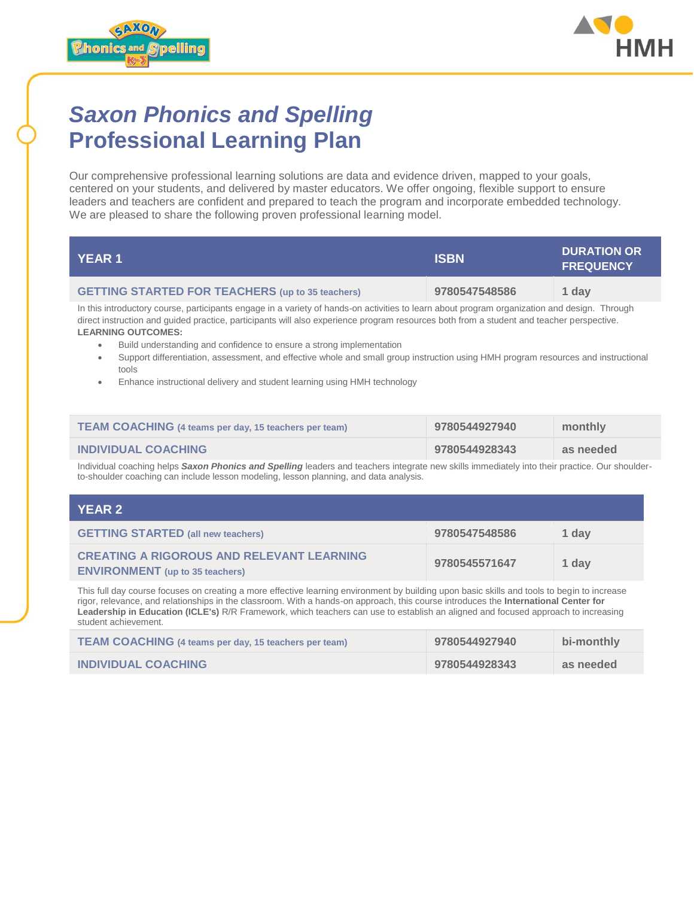# *Saxon Phonics and Spelling* Professional Learning Plan

Our comprehensive professional learning solutions are data and evidence driven, mapped to your goals, centered on your students, and delivered by master educators. We offer ongoing, flexible support to ensure leaders and teachers are confident and prepared to teach the program and incorporate embedded technology. We are pleased to share the following proven professional learning model.

| YEAR 1 | ISBN | DURATION OR FREQUENCY |
|---|---|---|
| **GETTING STARTED FOR TEACHERS** (up to 35 teachers) | 9780547548586 | 1 day |

In this introductory course, participants engage in a variety of hands-on activities to learn about program organization and design. Through direct instruction and guided practice, participants will also experience program resources both from a student and teacher perspective.

**LEARNING OUTCOMES:**

- Build understanding and confidence to ensure a strong implementation
- Support differentiation, assessment, and effective whole and small group instruction using HMH program resources and instructional tools
- Enhance instructional delivery and student learning using HMH technology

| YEAR 1 | ISBN | DURATION OR FREQUENCY |
|---|---|---|
| **TEAM COACHING** (4 teams per day, 15 teachers per team) | 9780544927940 | monthly |
| **INDIVIDUAL COACHING** | 9780544928343 | as needed |

Individual coaching helps ***Saxon Phonics and Spelling*** leaders and teachers integrate new skills immediately into their practice. Our shoulder-to-shoulder coaching can include lesson modeling, lesson planning, and data analysis.

| YEAR 2 | ISBN | DURATION OR FREQUENCY |
|---|---|---|
| **GETTING STARTED** (all new teachers) | 9780547548586 | 1 day |
| **CREATING A RIGOROUS AND RELEVANT LEARNING ENVIRONMENT** (up to 35 teachers) | 9780545571647 | 1 day |

This full day course focuses on creating a more effective learning environment by building upon basic skills and tools to begin to increase rigor, relevance, and relationships in the classroom. With a hands-on approach, this course introduces the **International Center for Leadership in Education (ICLE's)** R/R Framework, which teachers can use to establish an aligned and focused approach to increasing student achievement.

| YEAR 2 | ISBN | DURATION OR FREQUENCY |
|---|---|---|
| **TEAM COACHING** (4 teams per day, 15 teachers per team) | 9780544927940 | bi-monthly |
| **INDIVIDUAL COACHING** | 9780544928343 | as needed |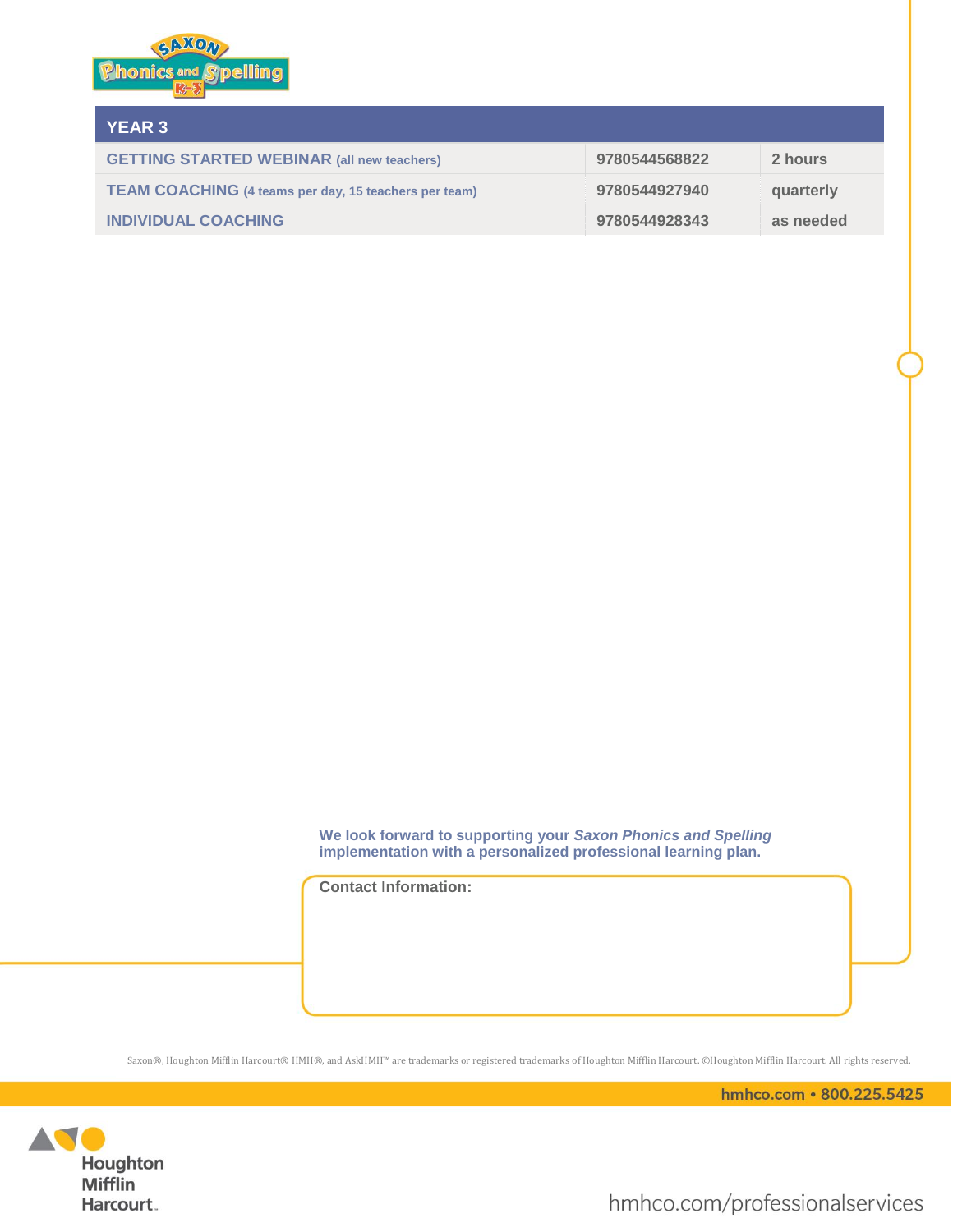| YEAR 3 | | |
|---|---|---|
| GETTING STARTED WEBINAR (all new teachers) | 9780544568822 | 2 hours |
| TEAM COACHING (4 teams per day, 15 teachers per team) | 9780544927940 | quarterly |
| INDIVIDUAL COACHING | 9780544928343 | as needed |

**We look forward to supporting your *Saxon Phonics and Spelling* implementation with a personalized professional learning plan.**

**Contact Information:**

Saxon®, Houghton Mifflin Harcourt® HMH®, and AskHMH™ are trademarks or registered trademarks of Houghton Mifflin Harcourt. ©Houghton Mifflin Harcourt. All rights reserved.

**hmhco.com • 800.225.5425**

Houghton Mifflin Harcourt.

hmhco.com/professionalservices